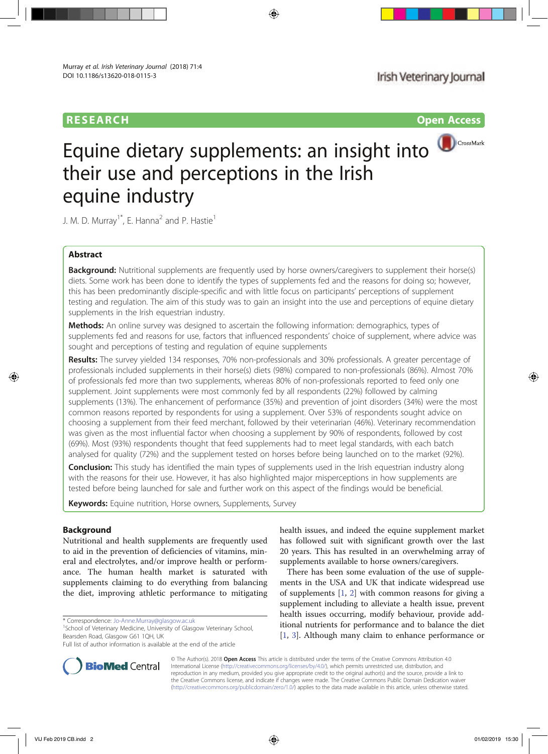RESEARCH | Open Access

# Equine dietary supplements: an insight into their use and perceptions in the Irish equine industry

J. M. D. Murray[1*], E. Hanna[2] and P. Hastie[1]

## Abstract

**Background:** Nutritional supplements are frequently used by horse owners/caregivers to supplement their horse(s) diets. Some work has been done to identify the types of supplements fed and the reasons for doing so; however, this has been predominantly disciple-specific and with little focus on participants' perceptions of supplement testing and regulation. The aim of this study was to gain an insight into the use and perceptions of equine dietary supplements in the Irish equestrian industry.

**Methods:** An online survey was designed to ascertain the following information: demographics, types of supplements fed and reasons for use, factors that influenced respondents' choice of supplement, where advice was sought and perceptions of testing and regulation of equine supplements

**Results:** The survey yielded 134 responses, 70% non-professionals and 30% professionals. A greater percentage of professionals included supplements in their horse(s) diets (98%) compared to non-professionals (86%). Almost 70% of professionals fed more than two supplements, whereas 80% of non-professionals reported to feed only one supplement. Joint supplements were most commonly fed by all respondents (22%) followed by calming supplements (13%). The enhancement of performance (35%) and prevention of joint disorders (34%) were the most common reasons reported by respondents for using a supplement. Over 53% of respondents sought advice on choosing a supplement from their feed merchant, followed by their veterinarian (46%). Veterinary recommendation was given as the most influential factor when choosing a supplement by 90% of respondents, followed by cost (69%). Most (93%) respondents thought that feed supplements had to meet legal standards, with each batch analysed for quality (72%) and the supplement tested on horses before being launched on to the market (92%).

**Conclusion:** This study has identified the main types of supplements used in the Irish equestrian industry along with the reasons for their use. However, it has also highlighted major misperceptions in how supplements are tested before being launched for sale and further work on this aspect of the findings would be beneficial.

**Keywords:** Equine nutrition, Horse owners, Supplements, Survey

## Background

Nutritional and health supplements are frequently used to aid in the prevention of deficiencies of vitamins, mineral and electrolytes, and/or improve health or performance. The human health market is saturated with supplements claiming to do everything from balancing the diet, improving athletic performance to mitigating health issues, and indeed the equine supplement market has followed suit with significant growth over the last 20 years. This has resulted in an overwhelming array of supplements available to horse owners/caregivers.

There has been some evaluation of the use of supplements in the USA and UK that indicate widespread use of supplements [1, 2] with common reasons for giving a supplement including to alleviate a health issue, prevent health issues occurring, modify behaviour, provide additional nutrients for performance and to balance the diet [1, 3]. Although many claim to enhance performance or

\* Correspondence: Jo-Anne.Murray@glasgow.ac.uk
[1]School of Veterinary Medicine, University of Glasgow Veterinary School, Bearsden Road, Glasgow G61 1QH, UK
Full list of author information is available at the end of the article

© The Author(s). 2018 **Open Access** This article is distributed under the terms of the Creative Commons Attribution 4.0 International License (http://creativecommons.org/licenses/by/4.0/), which permits unrestricted use, distribution, and reproduction in any medium, provided you give appropriate credit to the original author(s) and the source, provide a link to the Creative Commons license, and indicate if changes were made. The Creative Commons Public Domain Dedication waiver (http://creativecommons.org/publicdomain/zero/1.0/) applies to the data made available in this article, unless otherwise stated.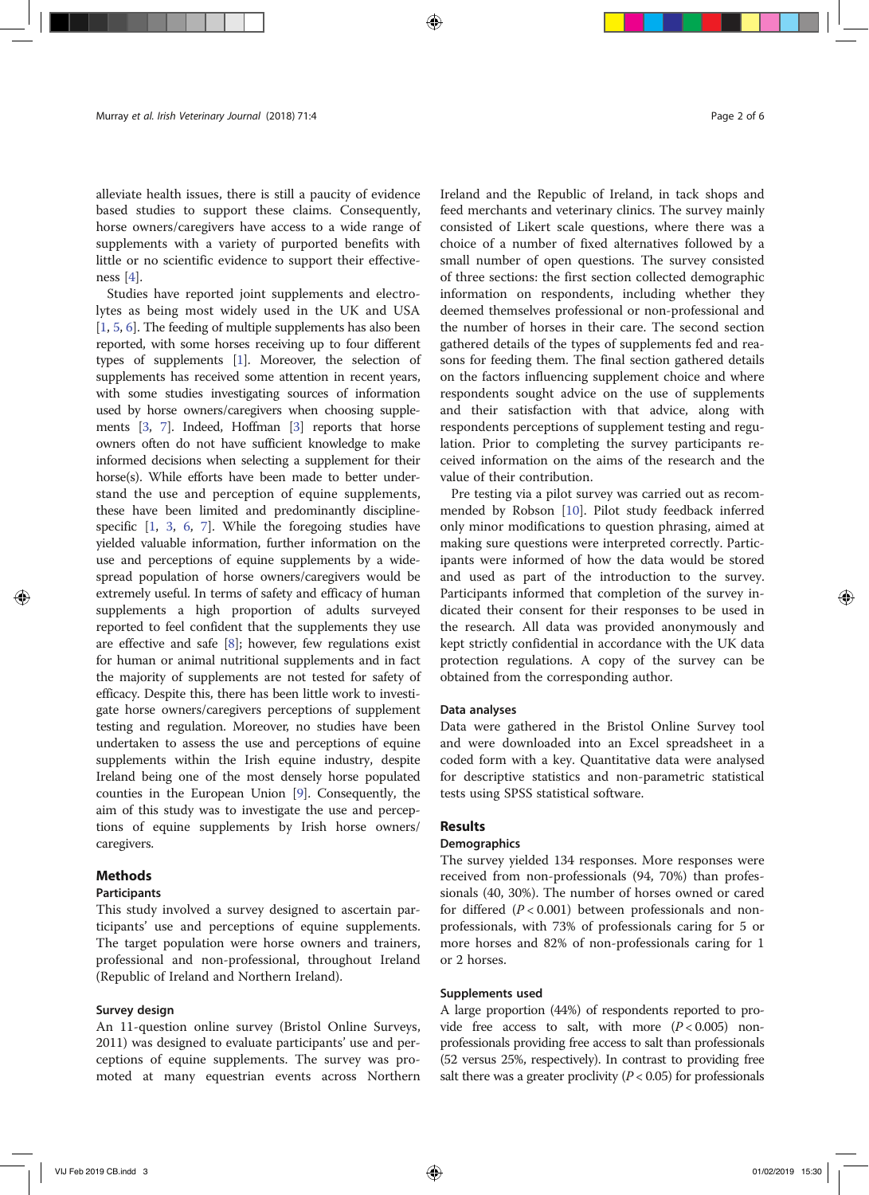alleviate health issues, there is still a paucity of evidence based studies to support these claims. Consequently, horse owners/caregivers have access to a wide range of supplements with a variety of purported benefits with little or no scientific evidence to support their effectiveness [4].

Studies have reported joint supplements and electrolytes as being most widely used in the UK and USA [1, 5, 6]. The feeding of multiple supplements has also been reported, with some horses receiving up to four different types of supplements [1]. Moreover, the selection of supplements has received some attention in recent years, with some studies investigating sources of information used by horse owners/caregivers when choosing supplements [3, 7]. Indeed, Hoffman [3] reports that horse owners often do not have sufficient knowledge to make informed decisions when selecting a supplement for their horse(s). While efforts have been made to better understand the use and perception of equine supplements, these have been limited and predominantly discipline-specific [1, 3, 6, 7]. While the foregoing studies have yielded valuable information, further information on the use and perceptions of equine supplements by a widespread population of horse owners/caregivers would be extremely useful. In terms of safety and efficacy of human supplements a high proportion of adults surveyed reported to feel confident that the supplements they use are effective and safe [8]; however, few regulations exist for human or animal nutritional supplements and in fact the majority of supplements are not tested for safety of efficacy. Despite this, there has been little work to investigate horse owners/caregivers perceptions of supplement testing and regulation. Moreover, no studies have been undertaken to assess the use and perceptions of equine supplements within the Irish equine industry, despite Ireland being one of the most densely horse populated counties in the European Union [9]. Consequently, the aim of this study was to investigate the use and perceptions of equine supplements by Irish horse owners/caregivers.

## Methods

### Participants

This study involved a survey designed to ascertain participants' use and perceptions of equine supplements. The target population were horse owners and trainers, professional and non-professional, throughout Ireland (Republic of Ireland and Northern Ireland).

### Survey design

An 11-question online survey (Bristol Online Surveys, 2011) was designed to evaluate participants' use and perceptions of equine supplements. The survey was promoted at many equestrian events across Northern Ireland and the Republic of Ireland, in tack shops and feed merchants and veterinary clinics. The survey mainly consisted of Likert scale questions, where there was a choice of a number of fixed alternatives followed by a small number of open questions. The survey consisted of three sections: the first section collected demographic information on respondents, including whether they deemed themselves professional or non-professional and the number of horses in their care. The second section gathered details of the types of supplements fed and reasons for feeding them. The final section gathered details on the factors influencing supplement choice and where respondents sought advice on the use of supplements and their satisfaction with that advice, along with respondents perceptions of supplement testing and regulation. Prior to completing the survey participants received information on the aims of the research and the value of their contribution.

Pre testing via a pilot survey was carried out as recommended by Robson [10]. Pilot study feedback inferred only minor modifications to question phrasing, aimed at making sure questions were interpreted correctly. Participants were informed of how the data would be stored and used as part of the introduction to the survey. Participants informed that completion of the survey indicated their consent for their responses to be used in the research. All data was provided anonymously and kept strictly confidential in accordance with the UK data protection regulations. A copy of the survey can be obtained from the corresponding author.

### Data analyses

Data were gathered in the Bristol Online Survey tool and were downloaded into an Excel spreadsheet in a coded form with a key. Quantitative data were analysed for descriptive statistics and non-parametric statistical tests using SPSS statistical software.

## Results

### Demographics

The survey yielded 134 responses. More responses were received from non-professionals (94, 70%) than professionals (40, 30%). The number of horses owned or cared for differed ($P < 0.001$) between professionals and non-professionals, with 73% of professionals caring for 5 or more horses and 82% of non-professionals caring for 1 or 2 horses.

### Supplements used

A large proportion (44%) of respondents reported to provide free access to salt, with more ($P < 0.005$) non-professionals providing free access to salt than professionals (52 versus 25%, respectively). In contrast to providing free salt there was a greater proclivity ($P < 0.05$) for professionals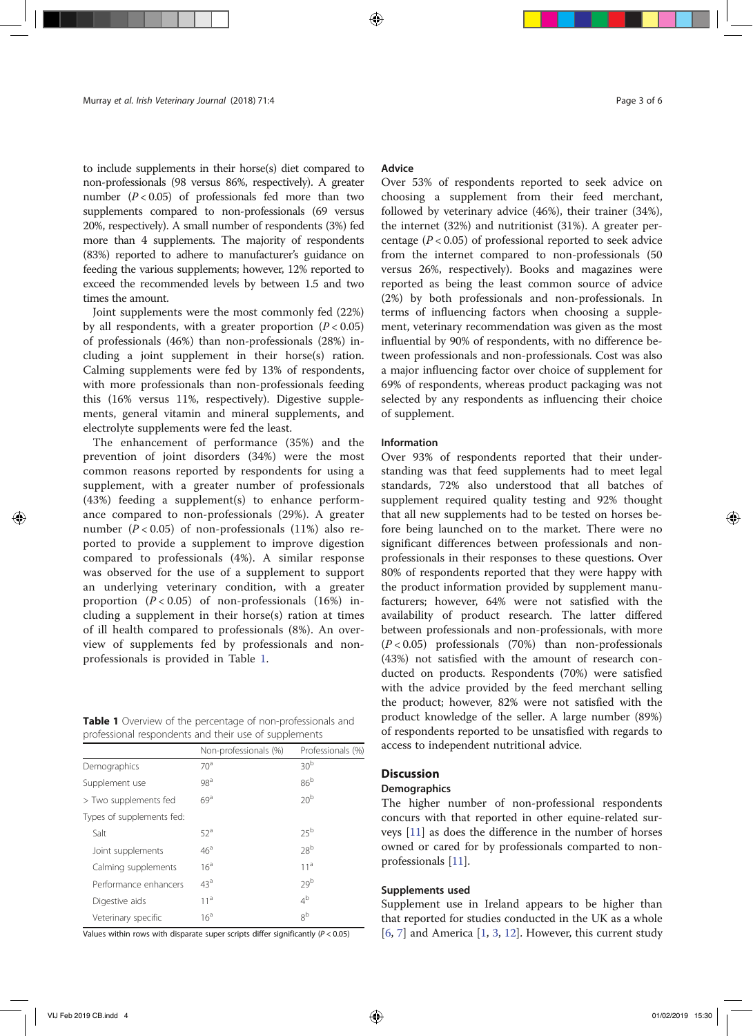to include supplements in their horse(s) diet compared to non-professionals (98 versus 86%, respectively). A greater number ($P < 0.05$) of professionals fed more than two supplements compared to non-professionals (69 versus 20%, respectively). A small number of respondents (3%) fed more than 4 supplements. The majority of respondents (83%) reported to adhere to manufacturer's guidance on feeding the various supplements; however, 12% reported to exceed the recommended levels by between 1.5 and two times the amount.

Joint supplements were the most commonly fed (22%) by all respondents, with a greater proportion ($P < 0.05$) of professionals (46%) than non-professionals (28%) including a joint supplement in their horse(s) ration. Calming supplements were fed by 13% of respondents, with more professionals than non-professionals feeding this (16% versus 11%, respectively). Digestive supplements, general vitamin and mineral supplements, and electrolyte supplements were fed the least.

The enhancement of performance (35%) and the prevention of joint disorders (34%) were the most common reasons reported by respondents for using a supplement, with a greater number of professionals (43%) feeding a supplement(s) to enhance performance compared to non-professionals (29%). A greater number ($P < 0.05$) of non-professionals (11%) also reported to provide a supplement to improve digestion compared to professionals (4%). A similar response was observed for the use of a supplement to support an underlying veterinary condition, with a greater proportion ($P < 0.05$) of non-professionals (16%) including a supplement in their horse(s) ration at times of ill health compared to professionals (8%). An overview of supplements fed by professionals and non-professionals is provided in Table 1.

**Table 1** Overview of the percentage of non-professionals and professional respondents and their use of supplements

| | Non-professionals (%) | Professionals (%) |
|---|---|---|
| Demographics | $70^{a}$ | $30^{b}$ |
| Supplement use | $98^{a}$ | $86^{b}$ |
| > Two supplements fed | $69^{a}$ | $20^{b}$ |
| Types of supplements fed: | | |
| Salt | $52^{a}$ | $25^{b}$ |
| Joint supplements | $46^{a}$ | $28^{b}$ |
| Calming supplements | $16^{a}$ | $11^{a}$ |
| Performance enhancers | $43^{a}$ | $29^{b}$ |
| Digestive aids | $11^{a}$ | $4^{b}$ |
| Veterinary specific | $16^{a}$ | $8^{b}$ |

Values within rows with disparate super scripts differ significantly ($P < 0.05$)

### Advice

Over 53% of respondents reported to seek advice on choosing a supplement from their feed merchant, followed by veterinary advice (46%), their trainer (34%), the internet (32%) and nutritionist (31%). A greater percentage ($P < 0.05$) of professional reported to seek advice from the internet compared to non-professionals (50 versus 26%, respectively). Books and magazines were reported as being the least common source of advice (2%) by both professionals and non-professionals. In terms of influencing factors when choosing a supplement, veterinary recommendation was given as the most influential by 90% of respondents, with no difference between professionals and non-professionals. Cost was also a major influencing factor over choice of supplement for 69% of respondents, whereas product packaging was not selected by any respondents as influencing their choice of supplement.

### Information

Over 93% of respondents reported that their understanding was that feed supplements had to meet legal standards, 72% also understood that all batches of supplement required quality testing and 92% thought that all new supplements had to be tested on horses before being launched on to the market. There were no significant differences between professionals and non-professionals in their responses to these questions. Over 80% of respondents reported that they were happy with the product information provided by supplement manufacturers; however, 64% were not satisfied with the availability of product research. The latter differed between professionals and non-professionals, with more ($P < 0.05$) professionals (70%) than non-professionals (43%) not satisfied with the amount of research conducted on products. Respondents (70%) were satisfied with the advice provided by the feed merchant selling the product; however, 82% were not satisfied with the product knowledge of the seller. A large number (89%) of respondents reported to be unsatisfied with regards to access to independent nutritional advice.

## Discussion

### Demographics

The higher number of non-professional respondents concurs with that reported in other equine-related surveys [11] as does the difference in the number of horses owned or cared for by professionals comparted to non-professionals [11].

### Supplements used

Supplement use in Ireland appears to be higher than that reported for studies conducted in the UK as a whole [6, 7] and America [1, 3, 12]. However, this current study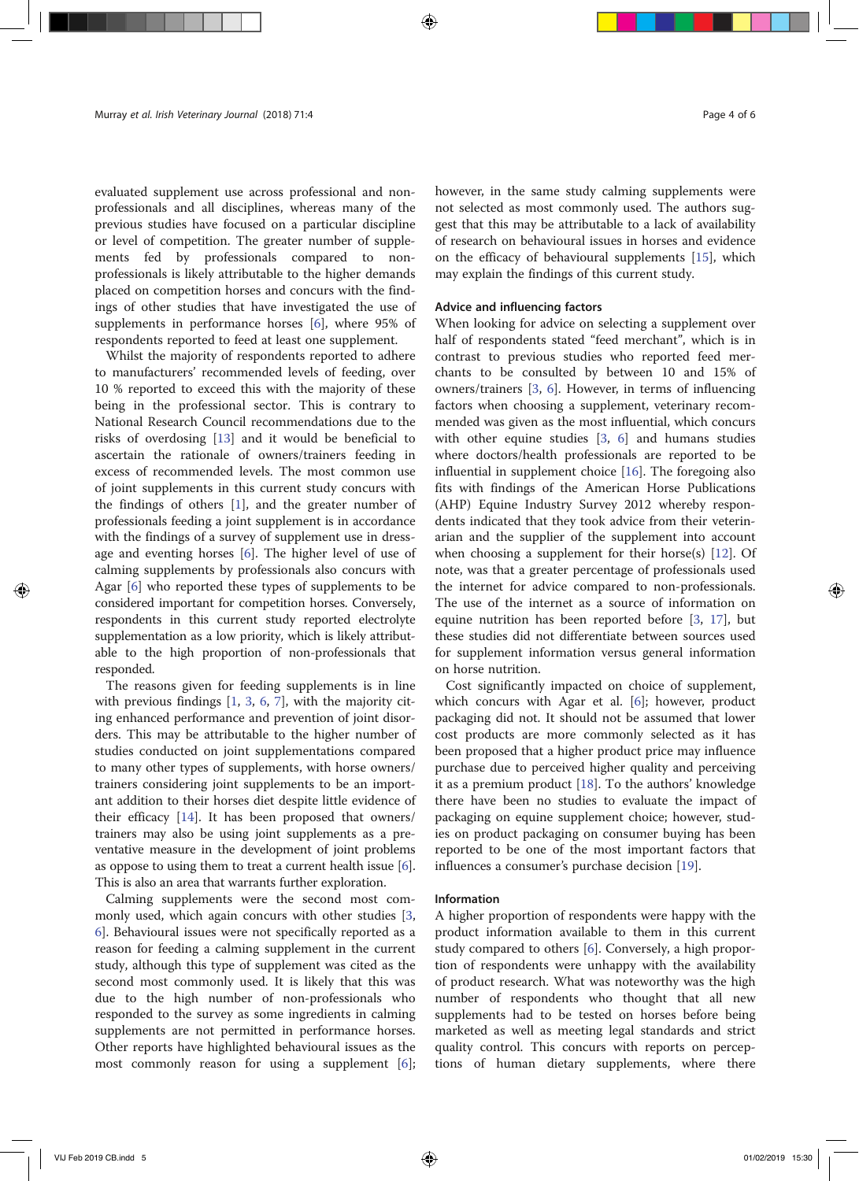evaluated supplement use across professional and non-professionals and all disciplines, whereas many of the previous studies have focused on a particular discipline or level of competition. The greater number of supplements fed by professionals compared to non-professionals is likely attributable to the higher demands placed on competition horses and concurs with the findings of other studies that have investigated the use of supplements in performance horses [6], where 95% of respondents reported to feed at least one supplement.

Whilst the majority of respondents reported to adhere to manufacturers' recommended levels of feeding, over 10 % reported to exceed this with the majority of these being in the professional sector. This is contrary to National Research Council recommendations due to the risks of overdosing [13] and it would be beneficial to ascertain the rationale of owners/trainers feeding in excess of recommended levels. The most common use of joint supplements in this current study concurs with the findings of others [1], and the greater number of professionals feeding a joint supplement is in accordance with the findings of a survey of supplement use in dressage and eventing horses [6]. The higher level of use of calming supplements by professionals also concurs with Agar [6] who reported these types of supplements to be considered important for competition horses. Conversely, respondents in this current study reported electrolyte supplementation as a low priority, which is likely attributable to the high proportion of non-professionals that responded.

The reasons given for feeding supplements is in line with previous findings [1, 3, 6, 7], with the majority citing enhanced performance and prevention of joint disorders. This may be attributable to the higher number of studies conducted on joint supplementations compared to many other types of supplements, with horse owners/trainers considering joint supplements to be an important addition to their horses diet despite little evidence of their efficacy [14]. It has been proposed that owners/trainers may also be using joint supplements as a preventative measure in the development of joint problems as oppose to using them to treat a current health issue [6]. This is also an area that warrants further exploration.

Calming supplements were the second most commonly used, which again concurs with other studies [3, 6]. Behavioural issues were not specifically reported as a reason for feeding a calming supplement in the current study, although this type of supplement was cited as the second most commonly used. It is likely that this was due to the high number of non-professionals who responded to the survey as some ingredients in calming supplements are not permitted in performance horses. Other reports have highlighted behavioural issues as the most commonly reason for using a supplement [6]; however, in the same study calming supplements were not selected as most commonly used. The authors suggest that this may be attributable to a lack of availability of research on behavioural issues in horses and evidence on the efficacy of behavioural supplements [15], which may explain the findings of this current study.

## Advice and influencing factors

When looking for advice on selecting a supplement over half of respondents stated "feed merchant", which is in contrast to previous studies who reported feed merchants to be consulted by between 10 and 15% of owners/trainers [3, 6]. However, in terms of influencing factors when choosing a supplement, veterinary recommended was given as the most influential, which concurs with other equine studies [3, 6] and humans studies where doctors/health professionals are reported to be influential in supplement choice [16]. The foregoing also fits with findings of the American Horse Publications (AHP) Equine Industry Survey 2012 whereby respondents indicated that they took advice from their veterinarian and the supplier of the supplement into account when choosing a supplement for their horse(s) [12]. Of note, was that a greater percentage of professionals used the internet for advice compared to non-professionals. The use of the internet as a source of information on equine nutrition has been reported before [3, 17], but these studies did not differentiate between sources used for supplement information versus general information on horse nutrition.

Cost significantly impacted on choice of supplement, which concurs with Agar et al. [6]; however, product packaging did not. It should not be assumed that lower cost products are more commonly selected as it has been proposed that a higher product price may influence purchase due to perceived higher quality and perceiving it as a premium product [18]. To the authors' knowledge there have been no studies to evaluate the impact of packaging on equine supplement choice; however, studies on product packaging on consumer buying has been reported to be one of the most important factors that influences a consumer's purchase decision [19].

## Information

A higher proportion of respondents were happy with the product information available to them in this current study compared to others [6]. Conversely, a high proportion of respondents were unhappy with the availability of product research. What was noteworthy was the high number of respondents who thought that all new supplements had to be tested on horses before being marketed as well as meeting legal standards and strict quality control. This concurs with reports on perceptions of human dietary supplements, where there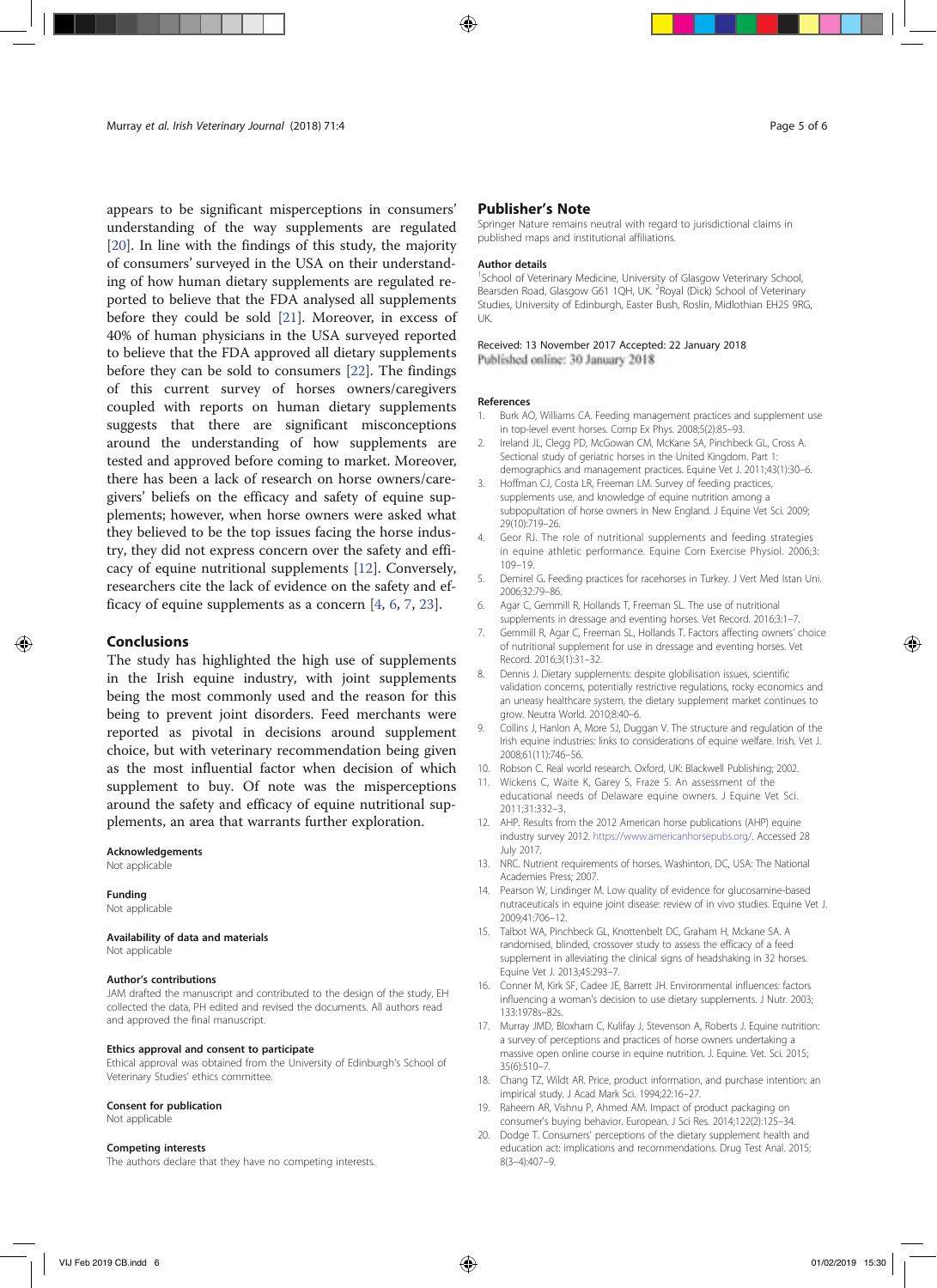appears to be significant misperceptions in consumers' understanding of the way supplements are regulated [20]. In line with the findings of this study, the majority of consumers' surveyed in the USA on their understanding of how human dietary supplements are regulated reported to believe that the FDA analysed all supplements before they could be sold [21]. Moreover, in excess of 40% of human physicians in the USA surveyed reported to believe that the FDA approved all dietary supplements before they can be sold to consumers [22]. The findings of this current survey of horses owners/caregivers coupled with reports on human dietary supplements suggests that there are significant misconceptions around the understanding of how supplements are tested and approved before coming to market. Moreover, there has been a lack of research on horse owners/caregivers' beliefs on the efficacy and safety of equine supplements; however, when horse owners were asked what they believed to be the top issues facing the horse industry, they did not express concern over the safety and efficacy of equine nutritional supplements [12]. Conversely, researchers cite the lack of evidence on the safety and efficacy of equine supplements as a concern [4, 6, 7, 23].

## Conclusions

The study has highlighted the high use of supplements in the Irish equine industry, with joint supplements being the most commonly used and the reason for this being to prevent joint disorders. Feed merchants were reported as pivotal in decisions around supplement choice, but with veterinary recommendation being given as the most influential factor when decision of which supplement to buy. Of note was the misperceptions around the safety and efficacy of equine nutritional supplements, an area that warrants further exploration.

### Acknowledgements

Not applicable

### Funding

Not applicable

### Availability of data and materials

Not applicable

### Author's contributions

JAM drafted the manuscript and contributed to the design of the study, EH collected the data, PH edited and revised the documents. All authors read and approved the final manuscript.

### Ethics approval and consent to participate

Ethical approval was obtained from the University of Edinburgh's School of Veterinary Studies' ethics committee.

### Consent for publication

Not applicable

### Competing interests

The authors declare that they have no competing interests.

## Publisher's Note

Springer Nature remains neutral with regard to jurisdictional claims in published maps and institutional affiliations.

### Author details

[1]School of Veterinary Medicine, University of Glasgow Veterinary School, Bearsden Road, Glasgow G61 1QH, UK. [2]Royal (Dick) School of Veterinary Studies, University of Edinburgh, Easter Bush, Roslin, Midlothian EH25 9RG, UK.

Received: 13 November 2017 Accepted: 22 January 2018
Published online: 30 January 2018

## References

1. Burk AO, Williams CA. Feeding management practices and supplement use in top-level event horses. Comp Ex Phys. 2008;5(2):85–93.
2. Ireland JL, Clegg PD, McGowan CM, McKane SA, Pinchbeck GL, Cross A. Sectional study of geriatric horses in the United Kingdom. Part 1: demographics and management practices. Equine Vet J. 2011;43(1):30–6.
3. Hoffman CJ, Costa LR, Freeman LM. Survey of feeding practices, supplements use, and knowledge of equine nutrition among a subpopultation of horse owners in New England. J Equine Vet Sci. 2009; 29(10):719–26.
4. Geor RJ. The role of nutritional supplements and feeding strategies in equine athletic performance. Equine Com Exercise Physiol. 2006;3: 109–19.
5. Demirel G. Feeding practices for racehorses in Turkey. J Vert Med Istan Uni. 2006;32:79–86.
6. Agar C, Gemmill R, Hollands T, Freeman SL. The use of nutritional supplements in dressage and eventing horses. Vet Record. 2016;3:1–7.
7. Gemmill R, Agar C, Freeman SL, Hollands T. Factors affecting owners' choice of nutritional supplement for use in dressage and eventing horses. Vet Record. 2016;3(1):31–32.
8. Dennis J. Dietary supplements: despite globilisation issues, scientific validation concerns, potentially restrictive regulations, rocky economics and an uneasy healthcare system, the dietary supplement market continues to grow. Neutra World. 2010;8:40–6.
9. Collins J, Hanlon A, More SJ, Duggan V. The structure and regulation of the Irish equine industries: links to considerations of equine welfare. Irish. Vet J. 2008;61(11):746–56.
10. Robson C. Real world research. Oxford, UK: Blackwell Publishing; 2002.
11. Wickens C, Waite K, Garey S, Fraze S. An assessment of the educational needs of Delaware equine owners. J Equine Vet Sci. 2011;31:332–3.
12. AHP. Results from the 2012 American horse publications (AHP) equine industry survey 2012. https://www.americanhorsepubs.org/. Accessed 28 July 2017.
13. NRC. Nutrient requirements of horses. Washinton, DC, USA: The National Academies Press; 2007.
14. Pearson W, Lindinger M. Low quality of evidence for glucosamine-based nutraceuticals in equine joint disease: review of in vivo studies. Equine Vet J. 2009;41:706–12.
15. Talbot WA, Pinchbeck GL, Knottenbelt DC, Graham H, Mckane SA. A randomised, blinded, crossover study to assess the efficacy of a feed supplement in alleviating the clinical signs of headshaking in 32 horses. Equine Vet J. 2013;45:293–7.
16. Conner M, Kirk SF, Cadee JE, Barrett JH. Environmental influences: factors influencing a woman's decision to use dietary supplements. J Nutr. 2003; 133:1978s–82s.
17. Murray JMD, Bloxham C, Kulifay J, Stevenson A, Roberts J. Equine nutrition: a survey of perceptions and practices of horse owners undertaking a massive open online course in equine nutrition. J. Equine. Vet. Sci. 2015; 35(6):510–7.
18. Chang TZ, Wildt AR. Price, product information, and purchase intention: an impirical study. J Acad Mark Sci. 1994;22:16–27.
19. Raheem AR, Vishnu P, Ahmed AM. Impact of product packaging on consumer's buying behavior. European. J Sci Res. 2014;122(2):125–34.
20. Dodge T. Consumers' perceptions of the dietary supplement health and education act: implications and recommendations. Drug Test Anal. 2015; 8(3–4):407–9.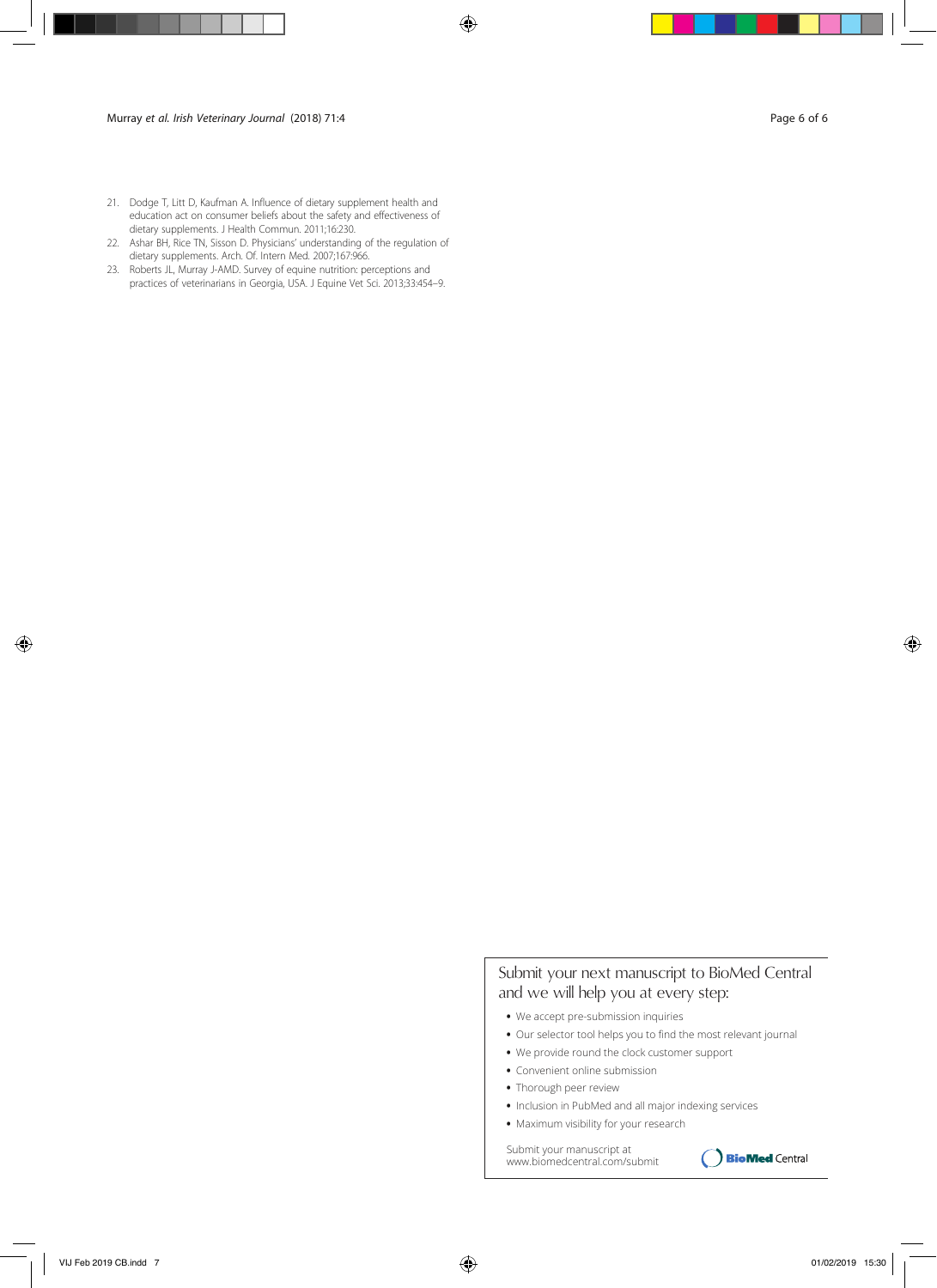21. Dodge T, Litt D, Kaufman A. Influence of dietary supplement health and education act on consumer beliefs about the safety and effectiveness of dietary supplements. J Health Commun. 2011;16:230.
22. Ashar BH, Rice TN, Sisson D. Physicians' understanding of the regulation of dietary supplements. Arch. Of. Intern Med. 2007;167:966.
23. Roberts JL, Murray J-AMD. Survey of equine nutrition: perceptions and practices of veterinarians in Georgia, USA. J Equine Vet Sci. 2013;33:454–9.

Submit your next manuscript to BioMed Central and we will help you at every step:

- We accept pre-submission inquiries
- Our selector tool helps you to find the most relevant journal
- We provide round the clock customer support
- Convenient online submission
- Thorough peer review
- Inclusion in PubMed and all major indexing services
- Maximum visibility for your research

Submit your manuscript at www.biomedcentral.com/submit

BioMed Central